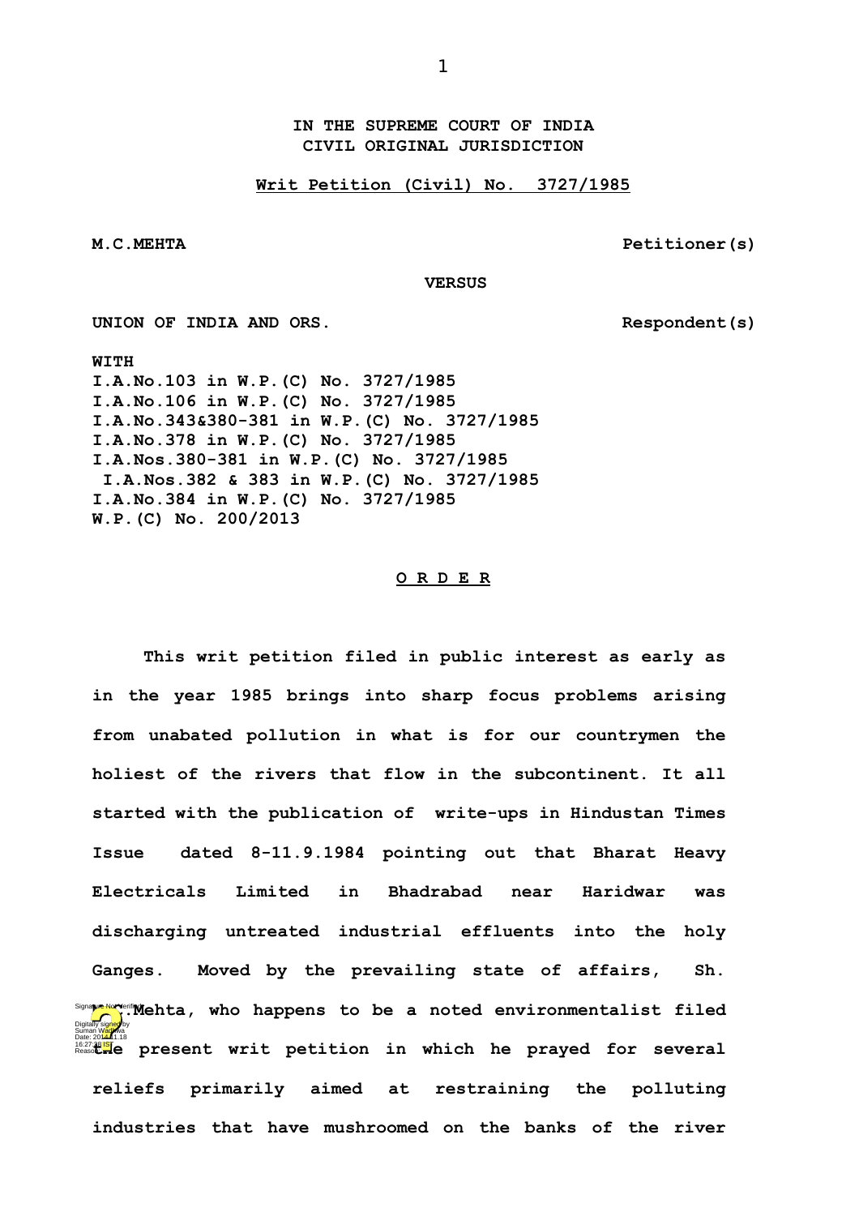**IN THE SUPREME COURT OF INDIA**
**CIVIL ORIGINAL JURISDICTION**

**Writ Petition (Civil) No. 3727/1985**

**M.C.MEHTA** **Petitioner(s)**

**VERSUS**

**UNION OF INDIA AND ORS.** **Respondent(s)**

**WITH**
**I.A.No.103 in W.P.(C) No. 3727/1985**
**I.A.No.106 in W.P.(C) No. 3727/1985**
**I.A.No.343&380-381 in W.P.(C) No. 3727/1985**
**I.A.No.378 in W.P.(C) No. 3727/1985**
**I.A.Nos.380-381 in W.P.(C) No. 3727/1985**
**I.A.Nos.382 & 383 in W.P.(C) No. 3727/1985**
**I.A.No.384 in W.P.(C) No. 3727/1985**
**W.P.(C) No. 200/2013**

**O R D E R**

**This writ petition filed in public interest as early as in the year 1985 brings into sharp focus problems arising from unabated pollution in what is for our countrymen the holiest of the rivers that flow in the subcontinent. It all started with the publication of write-ups in Hindustan Times Issue dated 8-11.9.1984 pointing out that Bharat Heavy Electricals Limited in Bhadrabad near Haridwar was discharging untreated industrial effluents into the holy Ganges. Moved by the prevailing state of affairs, Sh. M.C.Mehta, who happens to be a noted environmentalist filed the present writ petition in which he prayed for several reliefs primarily aimed at restraining the polluting industries that have mushroomed on the banks of the river**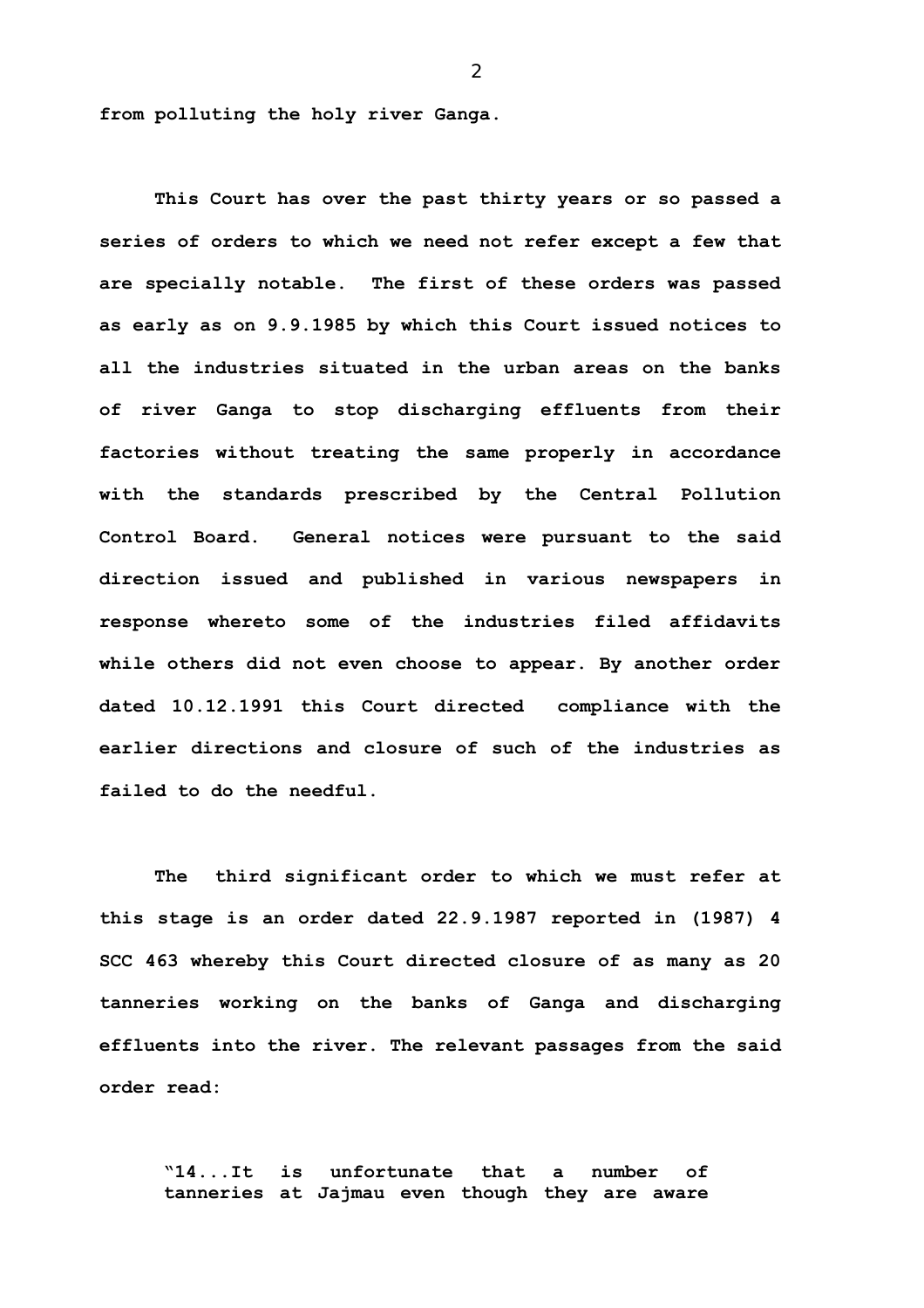**from polluting the holy river Ganga.**

**This Court has over the past thirty years or so passed a series of orders to which we need not refer except a few that are specially notable. The first of these orders was passed as early as on 9.9.1985 by which this Court issued notices to all the industries situated in the urban areas on the banks of river Ganga to stop discharging effluents from their factories without treating the same properly in accordance with the standards prescribed by the Central Pollution Control Board. General notices were pursuant to the said direction issued and published in various newspapers in response whereto some of the industries filed affidavits while others did not even choose to appear. By another order dated 10.12.1991 this Court directed compliance with the earlier directions and closure of such of the industries as failed to do the needful.**

**The third significant order to which we must refer at this stage is an order dated 22.9.1987 reported in (1987) 4 SCC 463 whereby this Court directed closure of as many as 20 tanneries working on the banks of Ganga and discharging effluents into the river. The relevant passages from the said order read:**

> **"14...It is unfortunate that a number of tanneries at Jajmau even though they are aware**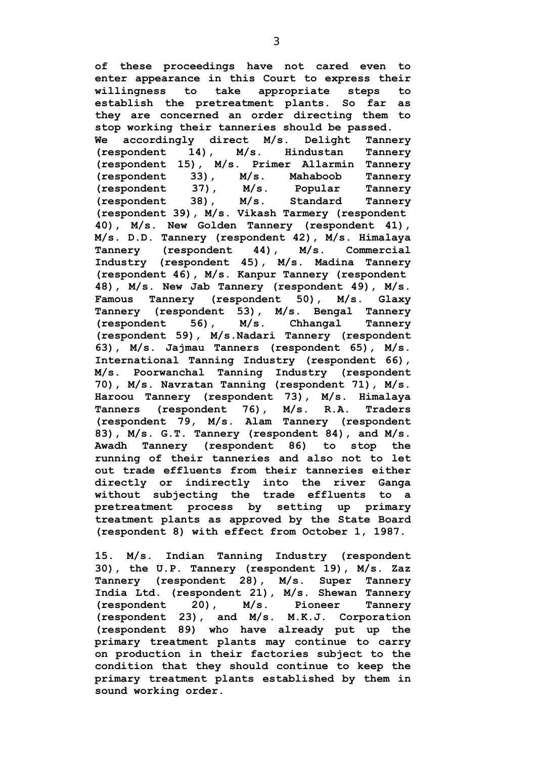**of these proceedings have not cared even to enter appearance in this Court to express their willingness to take appropriate steps to establish the pretreatment plants. So far as they are concerned an order directing them to stop working their tanneries should be passed. We accordingly direct M/s. Delight Tannery (respondent 14), M/s. Hindustan Tannery (respondent 15), M/s. Primer Allarmin Tannery (respondent 33), M/s. Mahaboob Tannery (respondent 37), M/s. Popular Tannery (respondent 38), M/s. Standard Tannery (respondent 39), M/s. Vikash Tarmery (respondent 40), M/s. New Golden Tannery (respondent 41), M/s. D.D. Tannery (respondent 42), M/s. Himalaya Tannery (respondent 44), M/s. Commercial Industry (respondent 45), M/s. Madina Tannery (respondent 46), M/s. Kanpur Tannery (respondent 48), M/s. New Jab Tannery (respondent 49), M/s. Famous Tannery (respondent 50), M/s. Glaxy Tannery (respondent 53), M/s. Bengal Tannery (respondent 56), M/s. Chhangal Tannery (respondent 59), M/s.Nadari Tannery (respondent 63), M/s. Jajmau Tanners (respondent 65), M/s. International Tanning Industry (respondent 66), M/s. Poorwanchal Tanning Industry (respondent 70), M/s. Navratan Tanning (respondent 71), M/s. Haroou Tannery (respondent 73), M/s. Himalaya Tanners (respondent 76), M/s. R.A. Traders (respondent 79, M/s. Alam Tannery (respondent 83), M/s. G.T. Tannery (respondent 84), and M/s. Awadh Tannery (respondent 86) to stop the running of their tanneries and also not to let out trade effluents from their tanneries either directly or indirectly into the river Ganga without subjecting the trade effluents to a pretreatment process by setting up primary treatment plants as approved by the State Board (respondent 8) with effect from October 1, 1987.**

**15. M/s. Indian Tanning Industry (respondent 30), the U.P. Tannery (respondent 19), M/s. Zaz Tannery (respondent 28), M/s. Super Tannery India Ltd. (respondent 21), M/s. Shewan Tannery (respondent 20), M/s. Pioneer Tannery (respondent 23), and M/s. M.K.J. Corporation (respondent 89) who have already put up the primary treatment plants may continue to carry on production in their factories subject to the condition that they should continue to keep the primary treatment plants established by them in sound working order.**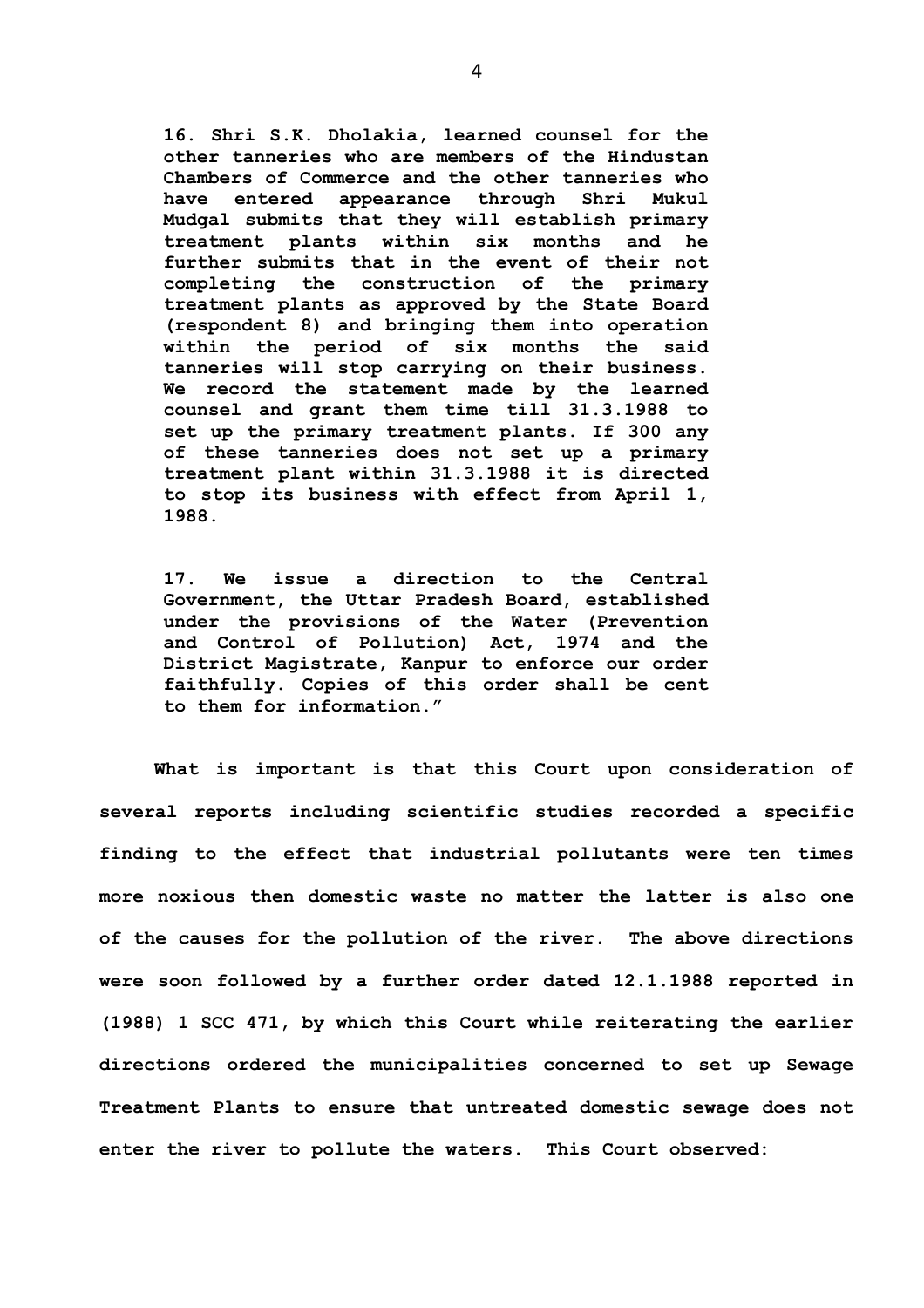**16. Shri S.K. Dholakia, learned counsel for the other tanneries who are members of the Hindustan Chambers of Commerce and the other tanneries who have entered appearance through Shri Mukul Mudgal submits that they will establish primary treatment plants within six months and he further submits that in the event of their not completing the construction of the primary treatment plants as approved by the State Board (respondent 8) and bringing them into operation within the period of six months the said tanneries will stop carrying on their business. We record the statement made by the learned counsel and grant them time till 31.3.1988 to set up the primary treatment plants. If 300 any of these tanneries does not set up a primary treatment plant within 31.3.1988 it is directed to stop its business with effect from April 1, 1988.**

**17. We issue a direction to the Central Government, the Uttar Pradesh Board, established under the provisions of the Water (Prevention and Control of Pollution) Act, 1974 and the District Magistrate, Kanpur to enforce our order faithfully. Copies of this order shall be cent to them for information."**

**What is important is that this Court upon consideration of several reports including scientific studies recorded a specific finding to the effect that industrial pollutants were ten times more noxious then domestic waste no matter the latter is also one of the causes for the pollution of the river. The above directions were soon followed by a further order dated 12.1.1988 reported in (1988) 1 SCC 471, by which this Court while reiterating the earlier directions ordered the municipalities concerned to set up Sewage Treatment Plants to ensure that untreated domestic sewage does not enter the river to pollute the waters. This Court observed:**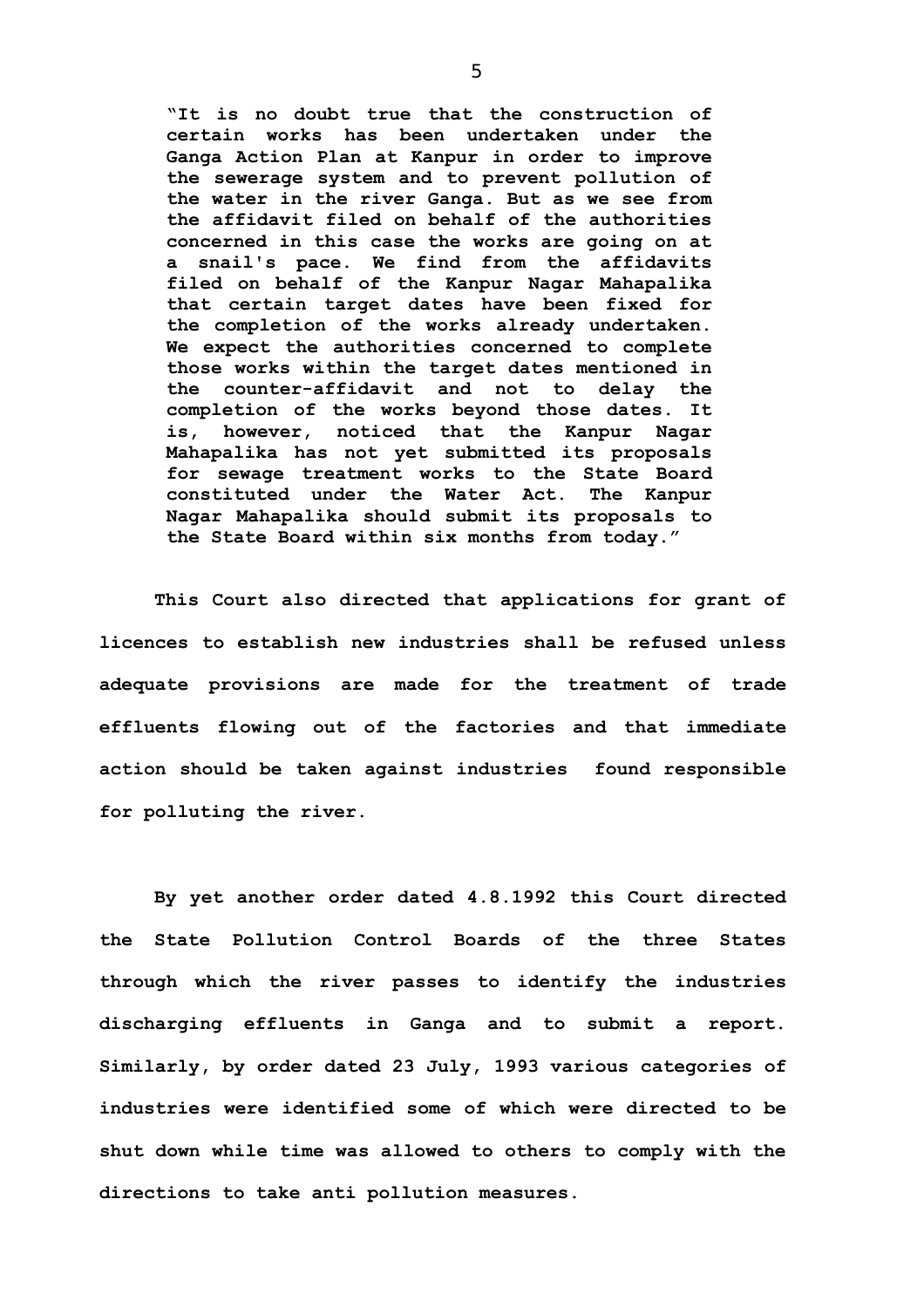> "It is no doubt true that the construction of certain works has been undertaken under the Ganga Action Plan at Kanpur in order to improve the sewerage system and to prevent pollution of the water in the river Ganga. But as we see from the affidavit filed on behalf of the authorities concerned in this case the works are going on at a snail's pace. We find from the affidavits filed on behalf of the Kanpur Nagar Mahapalika that certain target dates have been fixed for the completion of the works already undertaken. We expect the authorities concerned to complete those works within the target dates mentioned in the counter-affidavit and not to delay the completion of the works beyond those dates. It is, however, noticed that the Kanpur Nagar Mahapalika has not yet submitted its proposals for sewage treatment works to the State Board constituted under the Water Act. The Kanpur Nagar Mahapalika should submit its proposals to the State Board within six months from today."

This Court also directed that applications for grant of licences to establish new industries shall be refused unless adequate provisions are made for the treatment of trade effluents flowing out of the factories and that immediate action should be taken against industries found responsible for polluting the river.

By yet another order dated 4.8.1992 this Court directed the State Pollution Control Boards of the three States through which the river passes to identify the industries discharging effluents in Ganga and to submit a report. Similarly, by order dated 23 July, 1993 various categories of industries were identified some of which were directed to be shut down while time was allowed to others to comply with the directions to take anti pollution measures.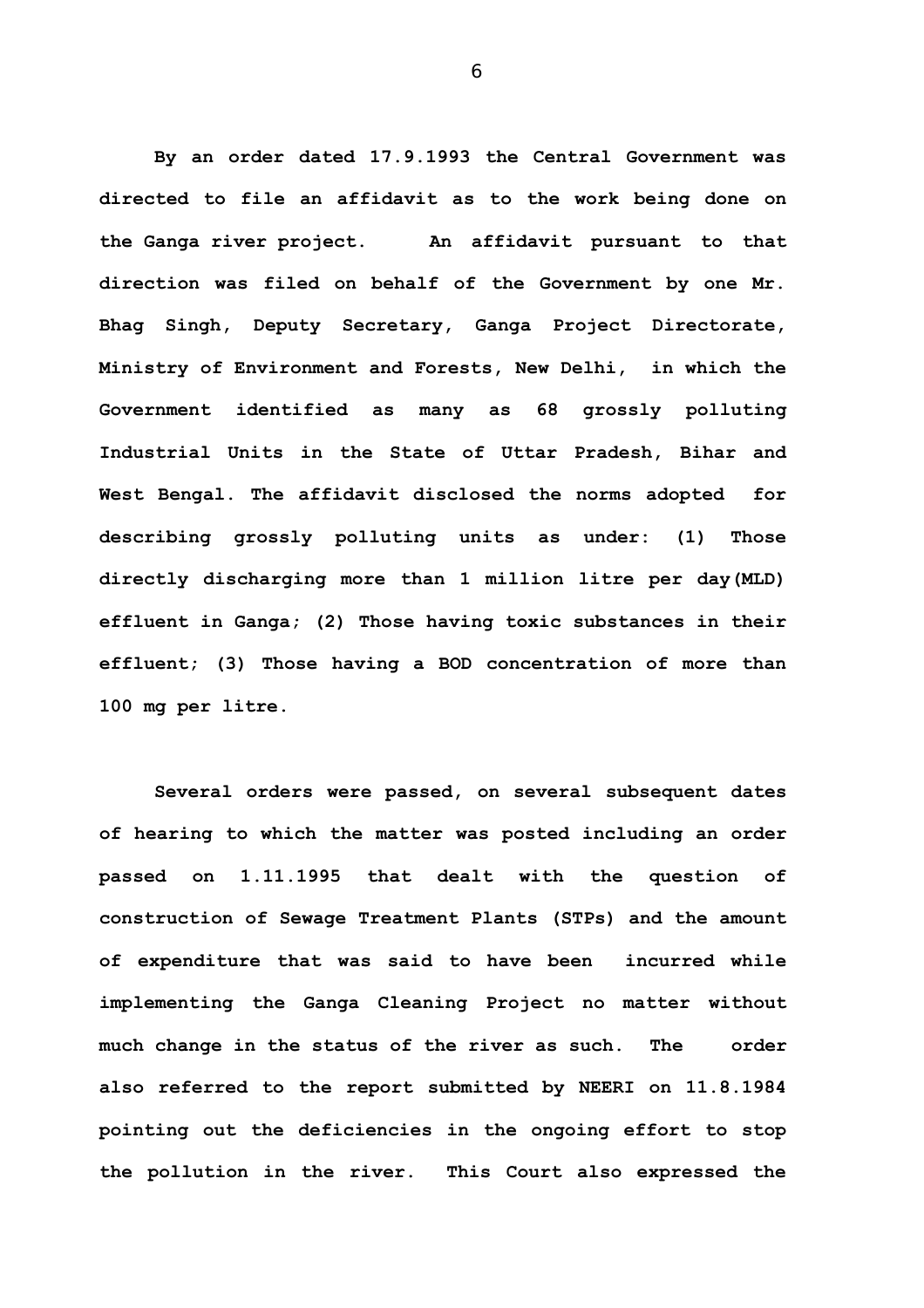By an order dated 17.9.1993 the Central Government was directed to file an affidavit as to the work being done on the Ganga river project. An affidavit pursuant to that direction was filed on behalf of the Government by one Mr. Bhag Singh, Deputy Secretary, Ganga Project Directorate, Ministry of Environment and Forests, New Delhi, in which the Government identified as many as 68 grossly polluting Industrial Units in the State of Uttar Pradesh, Bihar and West Bengal. The affidavit disclosed the norms adopted for describing grossly polluting units as under: (1) Those directly discharging more than 1 million litre per day(MLD) effluent in Ganga; (2) Those having toxic substances in their effluent; (3) Those having a BOD concentration of more than 100 mg per litre.

Several orders were passed, on several subsequent dates of hearing to which the matter was posted including an order passed on 1.11.1995 that dealt with the question of construction of Sewage Treatment Plants (STPs) and the amount of expenditure that was said to have been incurred while implementing the Ganga Cleaning Project no matter without much change in the status of the river as such. The order also referred to the report submitted by NEERI on 11.8.1984 pointing out the deficiencies in the ongoing effort to stop the pollution in the river. This Court also expressed the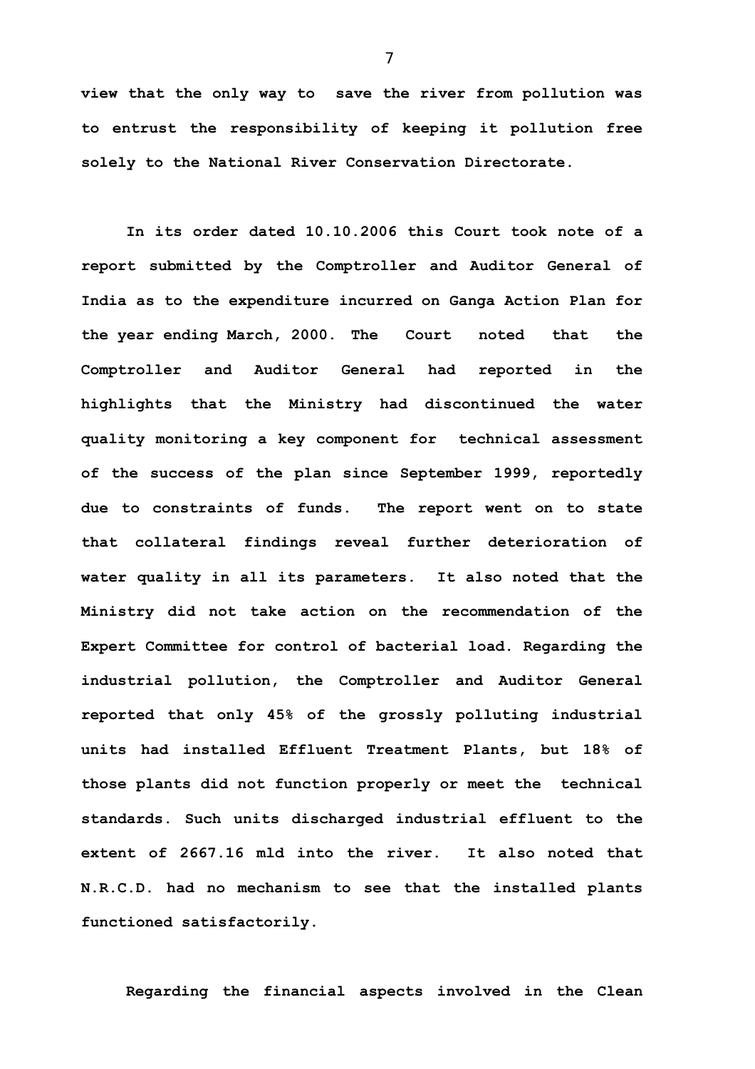view that the only way to save the river from pollution was to entrust the responsibility of keeping it pollution free solely to the National River Conservation Directorate.

In its order dated 10.10.2006 this Court took note of a report submitted by the Comptroller and Auditor General of India as to the expenditure incurred on Ganga Action Plan for the year ending March, 2000. The Court noted that the Comptroller and Auditor General had reported in the highlights that the Ministry had discontinued the water quality monitoring a key component for technical assessment of the success of the plan since September 1999, reportedly due to constraints of funds. The report went on to state that collateral findings reveal further deterioration of water quality in all its parameters. It also noted that the Ministry did not take action on the recommendation of the Expert Committee for control of bacterial load. Regarding the industrial pollution, the Comptroller and Auditor General reported that only 45% of the grossly polluting industrial units had installed Effluent Treatment Plants, but 18% of those plants did not function properly or meet the technical standards. Such units discharged industrial effluent to the extent of 2667.16 mld into the river. It also noted that N.R.C.D. had no mechanism to see that the installed plants functioned satisfactorily.

Regarding the financial aspects involved in the Clean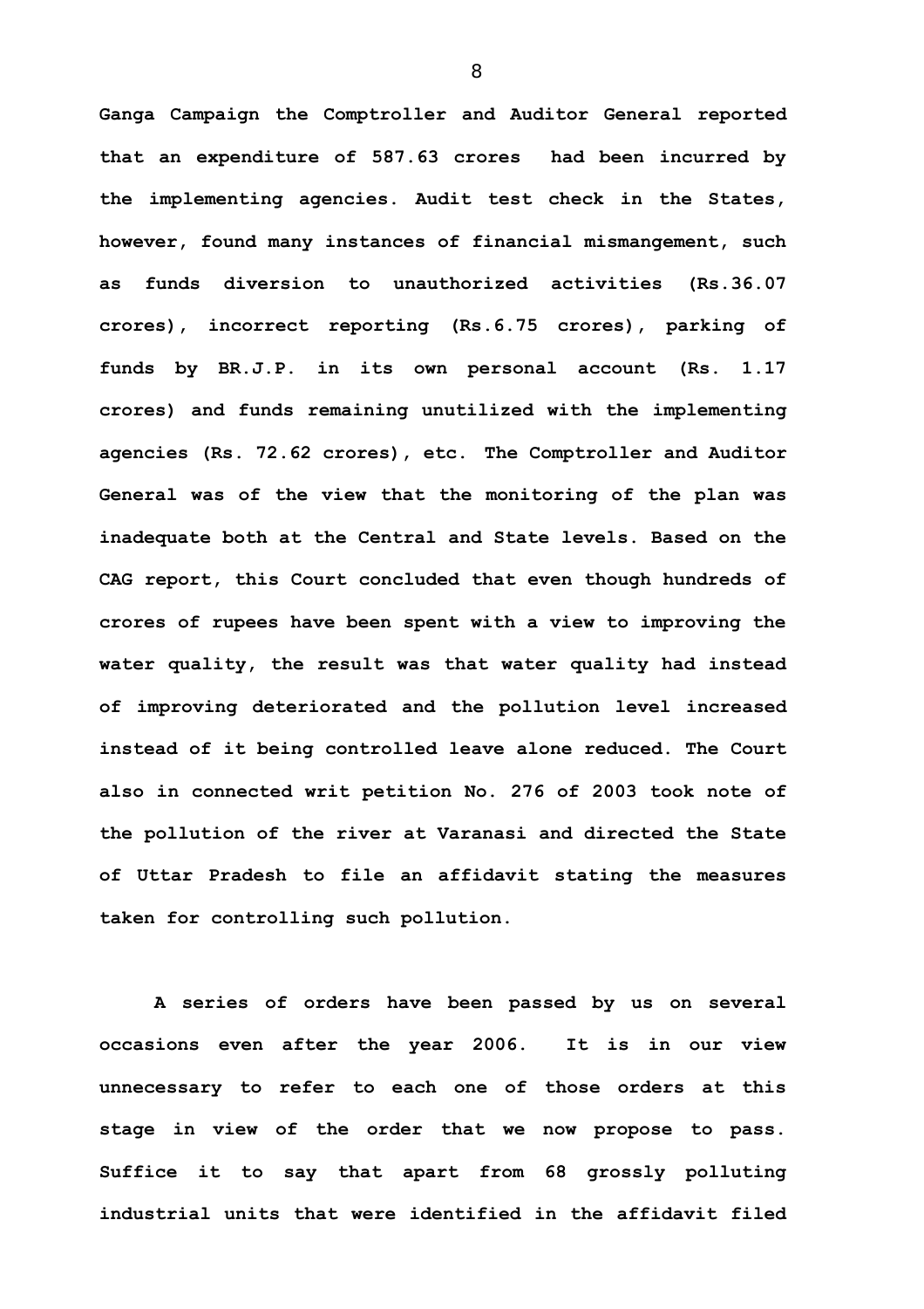**Ganga Campaign the Comptroller and Auditor General reported that an expenditure of 587.63 crores had been incurred by the implementing agencies. Audit test check in the States, however, found many instances of financial mismangement, such as funds diversion to unauthorized activities (Rs.36.07 crores), incorrect reporting (Rs.6.75 crores), parking of funds by BR.J.P. in its own personal account (Rs. 1.17 crores) and funds remaining unutilized with the implementing agencies (Rs. 72.62 crores), etc. The Comptroller and Auditor General was of the view that the monitoring of the plan was inadequate both at the Central and State levels. Based on the CAG report, this Court concluded that even though hundreds of crores of rupees have been spent with a view to improving the water quality, the result was that water quality had instead of improving deteriorated and the pollution level increased instead of it being controlled leave alone reduced. The Court also in connected writ petition No. 276 of 2003 took note of the pollution of the river at Varanasi and directed the State of Uttar Pradesh to file an affidavit stating the measures taken for controlling such pollution.**

**A series of orders have been passed by us on several occasions even after the year 2006. It is in our view unnecessary to refer to each one of those orders at this stage in view of the order that we now propose to pass. Suffice it to say that apart from 68 grossly polluting industrial units that were identified in the affidavit filed**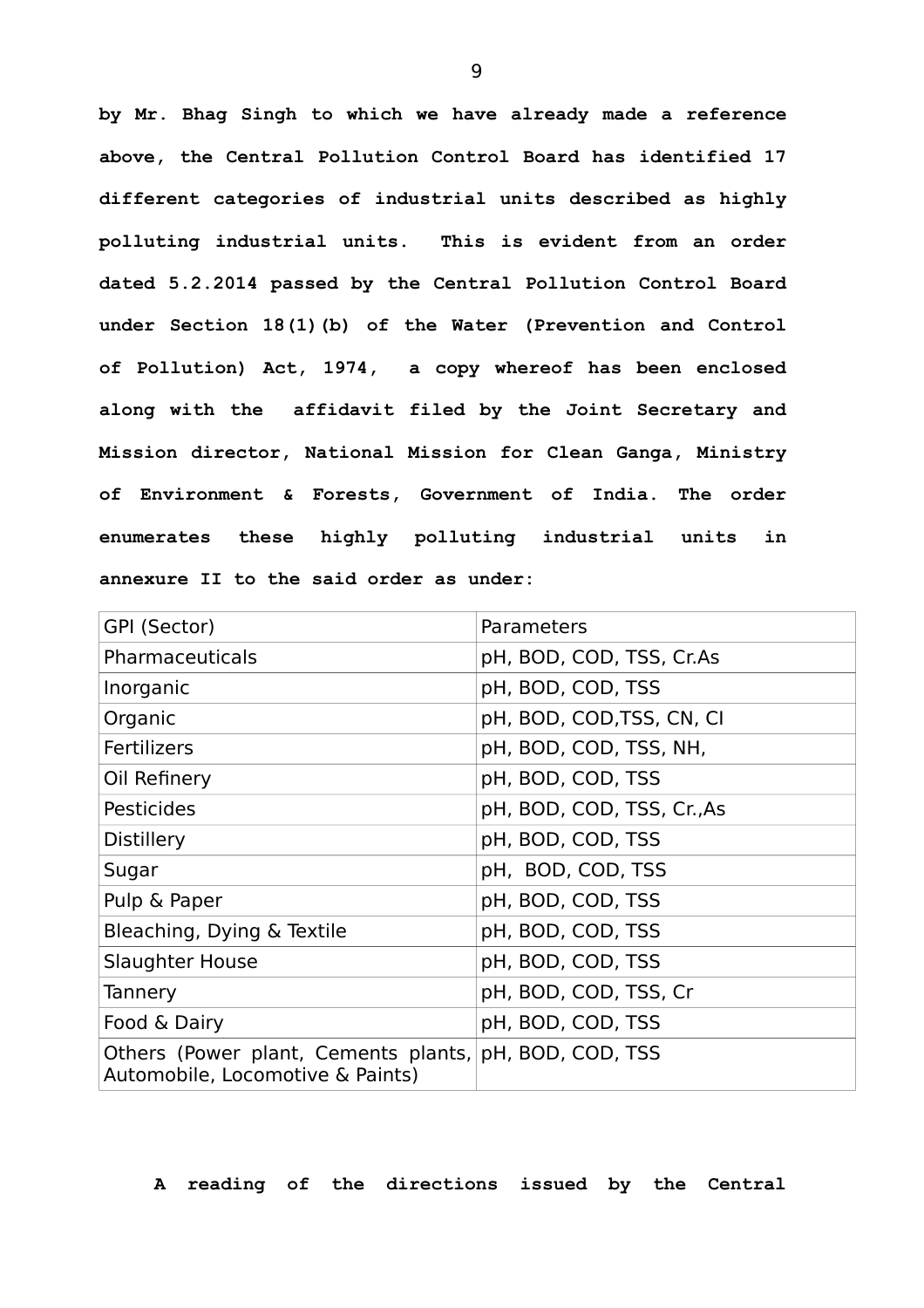**by Mr. Bhag Singh to which we have already made a reference above, the Central Pollution Control Board has identified 17 different categories of industrial units described as highly polluting industrial units. This is evident from an order dated 5.2.2014 passed by the Central Pollution Control Board under Section 18(1)(b) of the Water (Prevention and Control of Pollution) Act, 1974, a copy whereof has been enclosed along with the affidavit filed by the Joint Secretary and Mission director, National Mission for Clean Ganga, Ministry of Environment & Forests, Government of India. The order enumerates these highly polluting industrial units in annexure II to the said order as under:**

| GPI (Sector) | Parameters |
|---|---|
| Pharmaceuticals | pH, BOD, COD, TSS, Cr.As |
| Inorganic | pH, BOD, COD, TSS |
| Organic | pH, BOD, COD,TSS, CN, CI |
| Fertilizers | pH, BOD, COD, TSS, NH, |
| Oil Refinery | pH, BOD, COD, TSS |
| Pesticides | pH, BOD, COD, TSS, Cr.,As |
| Distillery | pH, BOD, COD, TSS |
| Sugar | pH, BOD, COD, TSS |
| Pulp & Paper | pH, BOD, COD, TSS |
| Bleaching, Dying & Textile | pH, BOD, COD, TSS |
| Slaughter House | pH, BOD, COD, TSS |
| Tannery | pH, BOD, COD, TSS, Cr |
| Food & Dairy | pH, BOD, COD, TSS |
| Others (Power plant, Cements plants, Automobile, Locomotive & Paints) | pH, BOD, COD, TSS |

**A reading of the directions issued by the Central**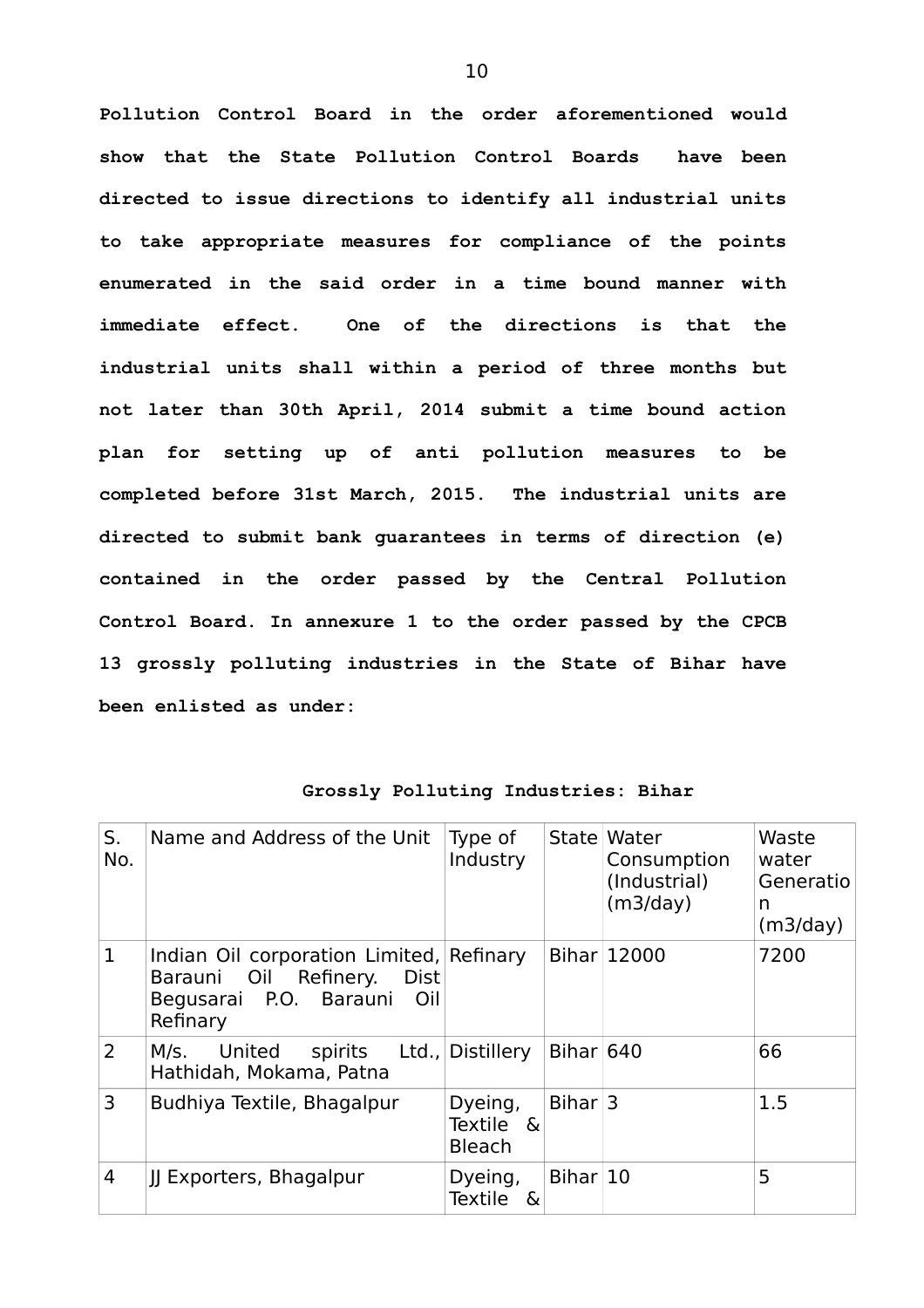**Pollution Control Board in the order aforementioned would show that the State Pollution Control Boards have been directed to issue directions to identify all industrial units to take appropriate measures for compliance of the points enumerated in the said order in a time bound manner with immediate effect. One of the directions is that the industrial units shall within a period of three months but not later than 30th April, 2014 submit a time bound action plan for setting up of anti pollution measures to be completed before 31st March, 2015. The industrial units are directed to submit bank guarantees in terms of direction (e) contained in the order passed by the Central Pollution Control Board. In annexure 1 to the order passed by the CPCB 13 grossly polluting industries in the State of Bihar have been enlisted as under:**

**Grossly Polluting Industries: Bihar**

| S. No. | Name and Address of the Unit | Type of Industry | State | Water Consumption (Industrial) (m3/day) | Waste water Generation (m3/day) |
|---|---|---|---|---|---|
| 1 | Indian Oil corporation Limited, Barauni Oil Refinery. Dist Begusarai P.O. Barauni Oil Refinary | Refinary | Bihar | 12000 | 7200 |
| 2 | M/s. United spirits Ltd., Hathidah, Mokama, Patna | Distillery | Bihar | 640 | 66 |
| 3 | Budhiya Textile, Bhagalpur | Dyeing, Textile & Bleach | Bihar | 3 | 1.5 |
| 4 | JJ Exporters, Bhagalpur | Dyeing, Textile & | Bihar | 10 | 5 |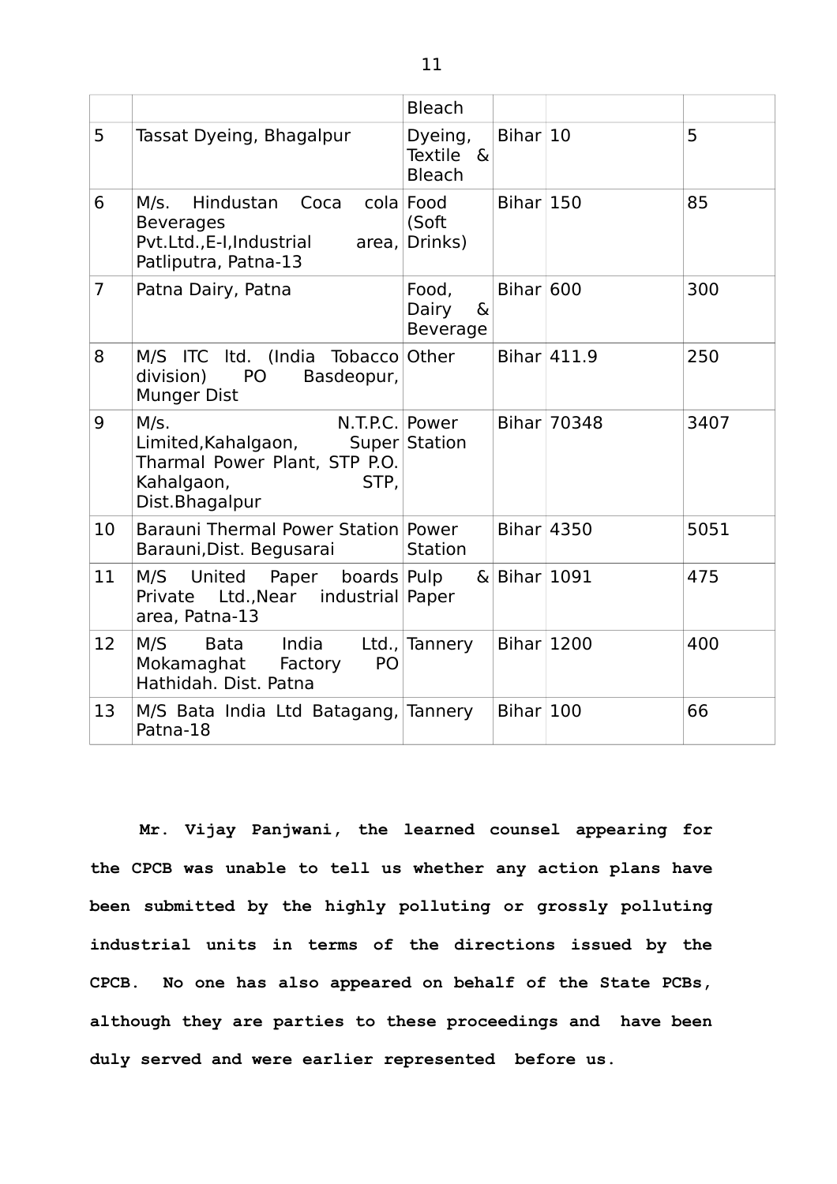| | | | | | |
|---|---|---|---|---|---|
| | | Bleach | | | |
| 5 | Tassat Dyeing, Bhagalpur | Dyeing, Textile & Bleach | Bihar | 10 | 5 |
| 6 | M/s. Hindustan Coca cola Beverages Pvt.Ltd.,E-I,Industrial area, Patliputra, Patna-13 | Food (Soft Drinks) | Bihar | 150 | 85 |
| 7 | Patna Dairy, Patna | Food, Dairy & Beverage | Bihar | 600 | 300 |
| 8 | M/S ITC ltd. (India Tobacco division) PO Basdeopur, Munger Dist | Other | Bihar | 411.9 | 250 |
| 9 | M/s. N.T.P.C. Limited,Kahalgaon, Super Tharmal Power Plant, STP P.O. Kahalgaon, STP, Dist.Bhagalpur | Power Station | Bihar | 70348 | 3407 |
| 10 | Barauni Thermal Power Station Barauni,Dist. Begusarai | Power Station | Bihar | 4350 | 5051 |
| 11 | M/S United Paper boards Private Ltd.,Near industrial area, Patna-13 | Pulp & Paper | Bihar | 1091 | 475 |
| 12 | M/S Bata India Ltd., Mokamaghat Factory PO Hathidah. Dist. Patna | Tannery | Bihar | 1200 | 400 |
| 13 | M/S Bata India Ltd Batagang, Patna-18 | Tannery | Bihar | 100 | 66 |

**Mr. Vijay Panjwani, the learned counsel appearing for the CPCB was unable to tell us whether any action plans have been submitted by the highly polluting or grossly polluting industrial units in terms of the directions issued by the CPCB. No one has also appeared on behalf of the State PCBs, although they are parties to these proceedings and have been duly served and were earlier represented before us.**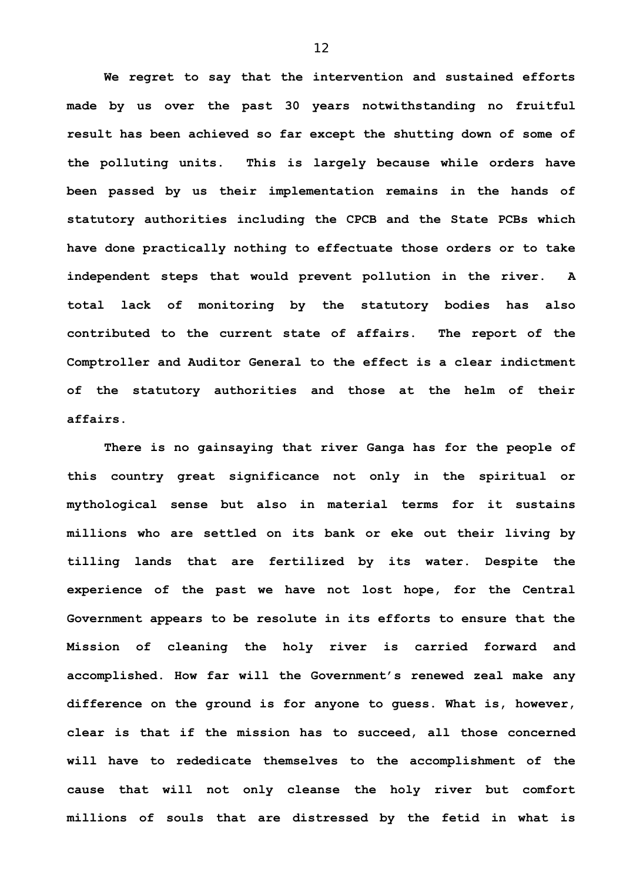**We regret to say that the intervention and sustained efforts made by us over the past 30 years notwithstanding no fruitful result has been achieved so far except the shutting down of some of the polluting units. This is largely because while orders have been passed by us their implementation remains in the hands of statutory authorities including the CPCB and the State PCBs which have done practically nothing to effectuate those orders or to take independent steps that would prevent pollution in the river. A total lack of monitoring by the statutory bodies has also contributed to the current state of affairs. The report of the Comptroller and Auditor General to the effect is a clear indictment of the statutory authorities and those at the helm of their affairs.**

**There is no gainsaying that river Ganga has for the people of this country great significance not only in the spiritual or mythological sense but also in material terms for it sustains millions who are settled on its bank or eke out their living by tilling lands that are fertilized by its water. Despite the experience of the past we have not lost hope, for the Central Government appears to be resolute in its efforts to ensure that the Mission of cleaning the holy river is carried forward and accomplished. How far will the Government's renewed zeal make any difference on the ground is for anyone to guess. What is, however, clear is that if the mission has to succeed, all those concerned will have to rededicate themselves to the accomplishment of the cause that will not only cleanse the holy river but comfort millions of souls that are distressed by the fetid in what is**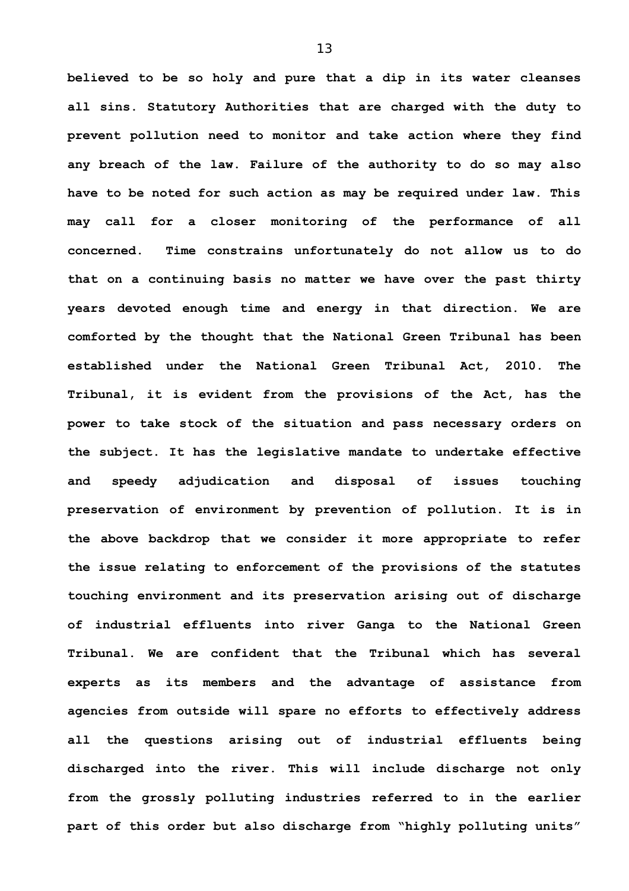believed to be so holy and pure that a dip in its water cleanses all sins. Statutory Authorities that are charged with the duty to prevent pollution need to monitor and take action where they find any breach of the law. Failure of the authority to do so may also have to be noted for such action as may be required under law. This may call for a closer monitoring of the performance of all concerned. Time constrains unfortunately do not allow us to do that on a continuing basis no matter we have over the past thirty years devoted enough time and energy in that direction. We are comforted by the thought that the National Green Tribunal has been established under the National Green Tribunal Act, 2010. The Tribunal, it is evident from the provisions of the Act, has the power to take stock of the situation and pass necessary orders on the subject. It has the legislative mandate to undertake effective and speedy adjudication and disposal of issues touching preservation of environment by prevention of pollution. It is in the above backdrop that we consider it more appropriate to refer the issue relating to enforcement of the provisions of the statutes touching environment and its preservation arising out of discharge of industrial effluents into river Ganga to the National Green Tribunal. We are confident that the Tribunal which has several experts as its members and the advantage of assistance from agencies from outside will spare no efforts to effectively address all the questions arising out of industrial effluents being discharged into the river. This will include discharge not only from the grossly polluting industries referred to in the earlier part of this order but also discharge from "highly polluting units"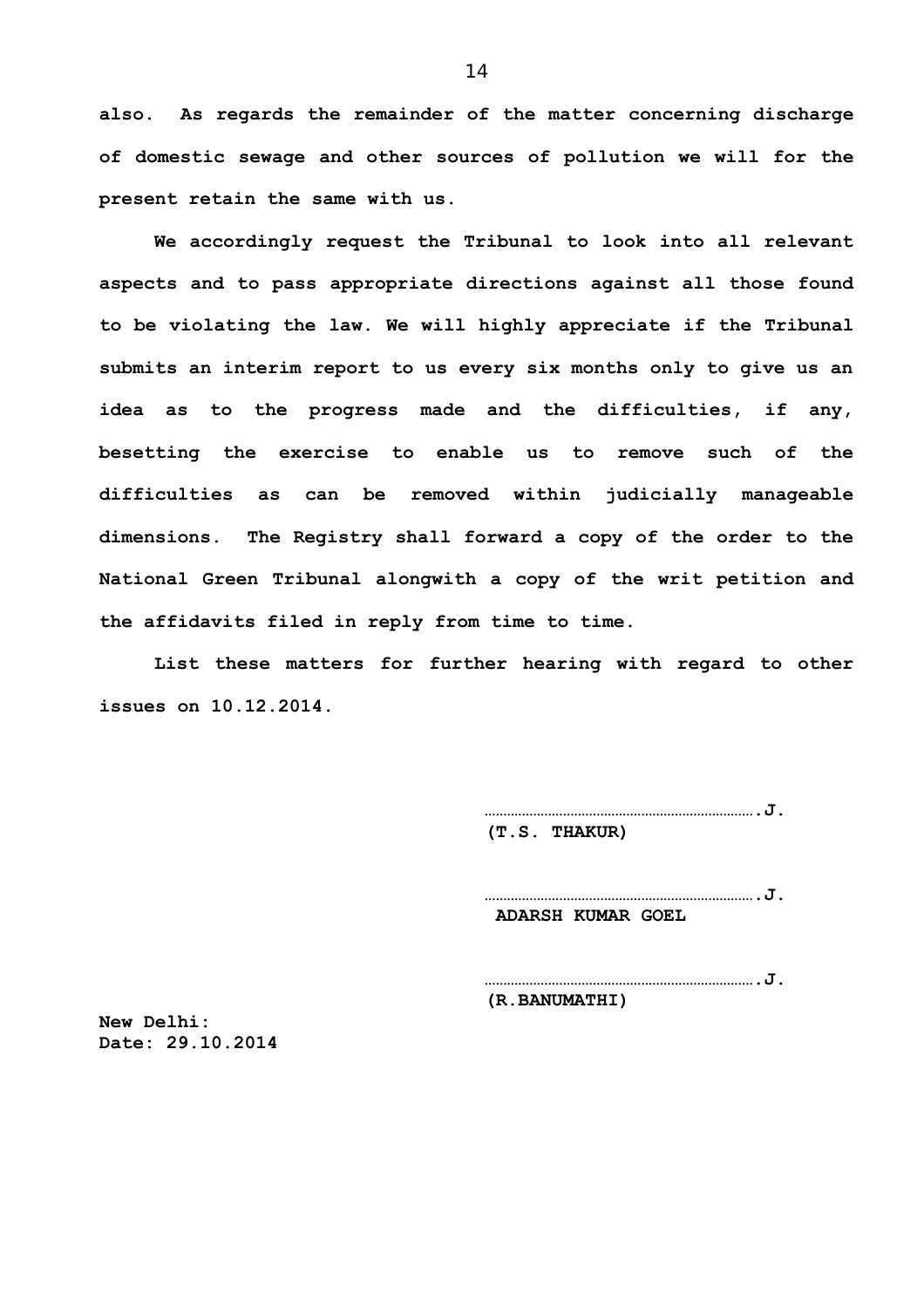**also. As regards the remainder of the matter concerning discharge of domestic sewage and other sources of pollution we will for the present retain the same with us.**

**We accordingly request the Tribunal to look into all relevant aspects and to pass appropriate directions against all those found to be violating the law. We will highly appreciate if the Tribunal submits an interim report to us every six months only to give us an idea as to the progress made and the difficulties, if any, besetting the exercise to enable us to remove such of the difficulties as can be removed within judicially manageable dimensions. The Registry shall forward a copy of the order to the National Green Tribunal alongwith a copy of the writ petition and the affidavits filed in reply from time to time.**

**List these matters for further hearing with regard to other issues on 10.12.2014.**

……………………………………………………………….**J.**
**(T.S. THAKUR)**

……………………………………………………………….**J.**
**ADARSH KUMAR GOEL**

……………………………………………………………….**J.**
**(R.BANUMATHI)**

**New Delhi:**
**Date: 29.10.2014**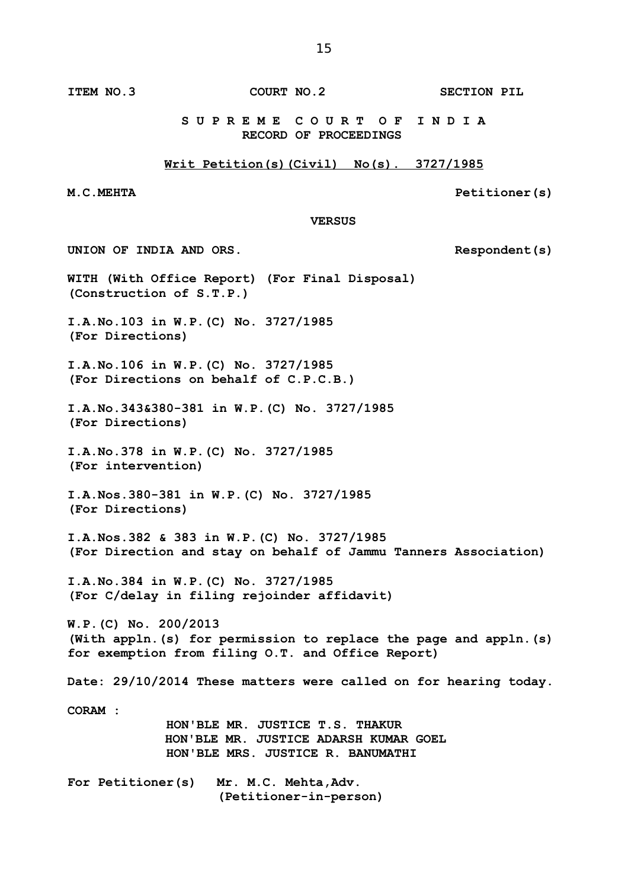**ITEM NO.3 COURT NO.2 SECTION PIL**

**S U P R E M E C O U R T O F I N D I A**
**RECORD OF PROCEEDINGS**

**Writ Petition(s)(Civil) No(s). 3727/1985**

**M.C.MEHTA Petitioner(s)**

**VERSUS**

**UNION OF INDIA AND ORS. Respondent(s)**

**WITH (With Office Report) (For Final Disposal)**
**(Construction of S.T.P.)**

**I.A.No.103 in W.P.(C) No. 3727/1985**
**(For Directions)**

**I.A.No.106 in W.P.(C) No. 3727/1985**
**(For Directions on behalf of C.P.C.B.)**

**I.A.No.343&380-381 in W.P.(C) No. 3727/1985**
**(For Directions)**

**I.A.No.378 in W.P.(C) No. 3727/1985**
**(For intervention)**

**I.A.Nos.380-381 in W.P.(C) No. 3727/1985**
**(For Directions)**

**I.A.Nos.382 & 383 in W.P.(C) No. 3727/1985**
**(For Direction and stay on behalf of Jammu Tanners Association)**

**I.A.No.384 in W.P.(C) No. 3727/1985**
**(For C/delay in filing rejoinder affidavit)**

**W.P.(C) No. 200/2013**
**(With appln.(s) for permission to replace the page and appln.(s) for exemption from filing O.T. and Office Report)**

**Date: 29/10/2014 These matters were called on for hearing today.**

**CORAM :**
**HON'BLE MR. JUSTICE T.S. THAKUR**
**HON'BLE MR. JUSTICE ADARSH KUMAR GOEL**
**HON'BLE MRS. JUSTICE R. BANUMATHI**

**For Petitioner(s) Mr. M.C. Mehta,Adv.**
**(Petitioner-in-person)**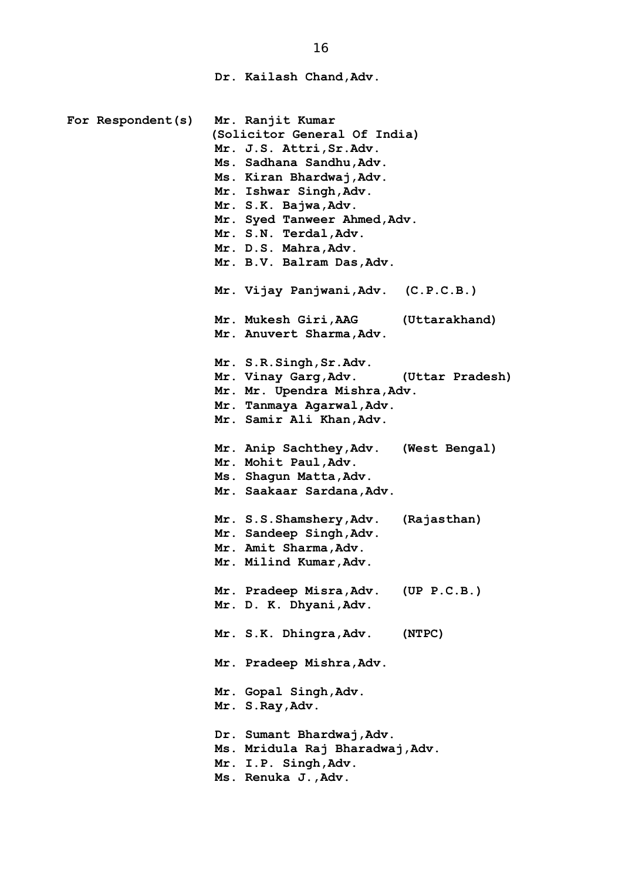**Dr. Kailash Chand,Adv.**

**For Respondent(s)** **Mr. Ranjit Kumar**
**(Solicitor General Of India)**
**Mr. J.S. Attri,Sr.Adv.**
**Ms. Sadhana Sandhu,Adv.**
**Ms. Kiran Bhardwaj,Adv.**
**Mr. Ishwar Singh,Adv.**
**Mr. S.K. Bajwa,Adv.**
**Mr. Syed Tanweer Ahmed,Adv.**
**Mr. S.N. Terdal,Adv.**
**Mr. D.S. Mahra,Adv.**
**Mr. B.V. Balram Das,Adv.**

**Mr. Vijay Panjwani,Adv. (C.P.C.B.)**

**Mr. Mukesh Giri,AAG (Uttarakhand)**
**Mr. Anuvert Sharma,Adv.**

**Mr. S.R.Singh,Sr.Adv.**
**Mr. Vinay Garg,Adv. (Uttar Pradesh)**
**Mr. Mr. Upendra Mishra,Adv.**
**Mr. Tanmaya Agarwal,Adv.**
**Mr. Samir Ali Khan,Adv.**

**Mr. Anip Sachthey,Adv. (West Bengal)**
**Mr. Mohit Paul,Adv.**
**Ms. Shagun Matta,Adv.**
**Mr. Saakaar Sardana,Adv.**

**Mr. S.S.Shamshery,Adv. (Rajasthan)**
**Mr. Sandeep Singh,Adv.**
**Mr. Amit Sharma,Adv.**
**Mr. Milind Kumar,Adv.**

**Mr. Pradeep Misra,Adv. (UP P.C.B.)**
**Mr. D. K. Dhyani,Adv.**

**Mr. S.K. Dhingra,Adv. (NTPC)**

**Mr. Pradeep Mishra,Adv.**

**Mr. Gopal Singh,Adv.**
**Mr. S.Ray,Adv.**

**Dr. Sumant Bhardwaj,Adv.**
**Ms. Mridula Raj Bharadwaj,Adv.**
**Mr. I.P. Singh,Adv.**
**Ms. Renuka J.,Adv.**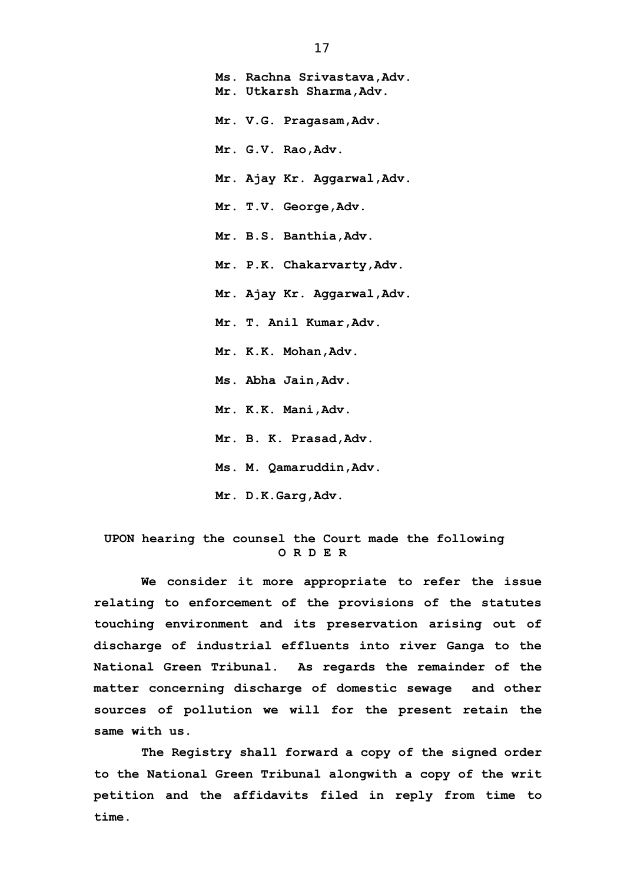**Ms. Rachna Srivastava,Adv.**
**Mr. Utkarsh Sharma,Adv.**

**Mr. V.G. Pragasam,Adv.**

**Mr. G.V. Rao,Adv.**

**Mr. Ajay Kr. Aggarwal,Adv.**

**Mr. T.V. George,Adv.**

**Mr. B.S. Banthia,Adv.**

**Mr. P.K. Chakarvarty,Adv.**

**Mr. Ajay Kr. Aggarwal,Adv.**

**Mr. T. Anil Kumar,Adv.**

**Mr. K.K. Mohan,Adv.**

**Ms. Abha Jain,Adv.**

**Mr. K.K. Mani,Adv.**

**Mr. B. K. Prasad,Adv.**

**Ms. M. Qamaruddin,Adv.**

**Mr. D.K.Garg,Adv.**

**UPON hearing the counsel the Court made the following**
**O R D E R**

**We consider it more appropriate to refer the issue relating to enforcement of the provisions of the statutes touching environment and its preservation arising out of discharge of industrial effluents into river Ganga to the National Green Tribunal. As regards the remainder of the matter concerning discharge of domestic sewage and other sources of pollution we will for the present retain the same with us.**

**The Registry shall forward a copy of the signed order to the National Green Tribunal alongwith a copy of the writ petition and the affidavits filed in reply from time to time.**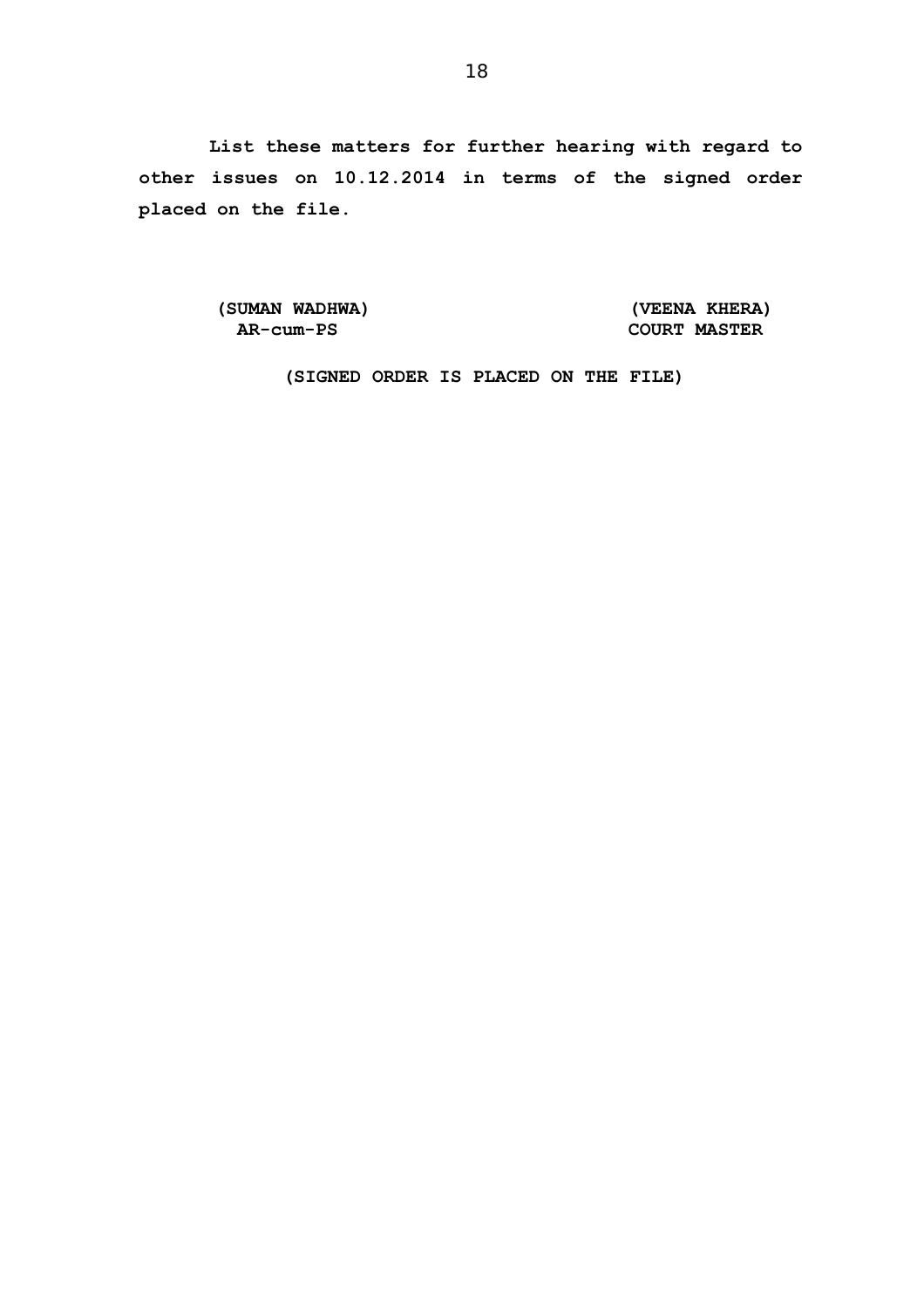**List these matters for further hearing with regard to other issues on 10.12.2014 in terms of the signed order placed on the file.**

| | |
|---|---|
| **(SUMAN WADHWA)** | **(VEENA KHERA)** |
| **AR-cum-PS** | **COURT MASTER** |

**(SIGNED ORDER IS PLACED ON THE FILE)**